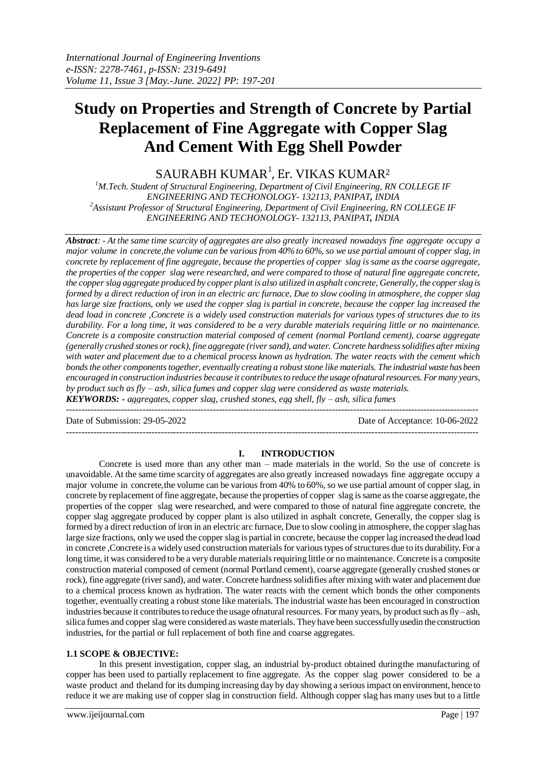# Study on Properties and Strength of Concrete by Partial Replacement of Fine Aggregate with Copper Slag And Cement With Egg Shell Powder

SAURABH KUMAR[1], Er. VIKAS KUMAR[2]

[1]*M.Tech. Student of Structural Engineering, Department of Civil Engineering, RN COLLEGE IF ENGINEERING AND TECHONOLOGY- 132113, PANIPAT, INDIA*
[2]*Assistant Professor of Structural Engineering, Department of Civil Engineering, RN COLLEGE IF ENGINEERING AND TECHONOLOGY- 132113, PANIPAT, INDIA*

***Abstract**: - At the same time scarcity of aggregates are also greatly increased nowadays fine aggregate occupy a major volume in concrete,the volume can be various from 40% to 60%, so we use partial amount of copper slag, in concrete by replacement of fine aggregate, because the properties of copper slag is same as the coarse aggregate, the properties of the copper slag were researched, and were compared to those of natural fine aggregate concrete, the copper slag aggregate produced by copper plant is also utilized in asphalt concrete, Generally, the copper slag is formed by a direct reduction of iron in an electric arc furnace, Due to slow cooling in atmosphere, the copper slag has large size fractions, only we used the copper slag is partial in concrete, because the copper lag increased the dead load in concrete ,Concrete is a widely used construction materials for various types of structures due to its durability. For a long time, it was considered to be a very durable materials requiring little or no maintenance. Concrete is a composite construction material composed of cement (normal Portland cement), coarse aggregate (generally crushed stones or rock), fine aggregate (river sand), and water. Concrete hardness solidifies after mixing with water and placement due to a chemical process known as hydration. The water reacts with the cement which bonds the other components together, eventually creating a robust stone like materials. The industrial waste has been encouraged in construction industries because it contributes to reduce the usage ofnatural resources. For many years, by product such as fly – ash, silica fumes and copper slag were considered as waste materials.*

***KEYWORDS: -** aggregates, copper slag, crushed stones, egg shell, fly – ash, silica fumes*

---

Date of Submission: 29-05-2022 | Date of Acceptance: 10-06-2022

---

## I. INTRODUCTION

Concrete is used more than any other man – made materials in the world. So the use of concrete is unavoidable. At the same time scarcity of aggregates are also greatly increased nowadays fine aggregate occupy a major volume in concrete,the volume can be various from 40% to 60%, so we use partial amount of copper slag, in concrete by replacement of fine aggregate, because the properties of copper slag is same as the coarse aggregate, the properties of the copper slag were researched, and were compared to those of natural fine aggregate concrete, the copper slag aggregate produced by copper plant is also utilized in asphalt concrete, Generally, the copper slag is formed by a direct reduction of iron in an electric arc furnace, Due to slow cooling in atmosphere, the copper slag has large size fractions, only we used the copper slag is partial in concrete, because the copper lag increased the dead load in concrete ,Concrete is a widely used construction materials for various types of structures due to its durability. For a long time, it was considered to be a very durable materials requiring little or no maintenance. Concrete is a composite construction material composed of cement (normal Portland cement), coarse aggregate (generally crushed stones or rock), fine aggregate (river sand), and water. Concrete hardness solidifies after mixing with water and placement due to a chemical process known as hydration. The water reacts with the cement which bonds the other components together, eventually creating a robust stone like materials. The industrial waste has been encouraged in construction industries because it contributes to reduce the usage ofnatural resources. For many years, by product such as fly – ash, silica fumes and copper slag were considered as waste materials. They have been successfully usedin the construction industries, for the partial or full replacement of both fine and coarse aggregates.

### 1.1 SCOPE & OBJECTIVE:

In this present investigation, copper slag, an industrial by-product obtained duringthe manufacturing of copper has been used to partially replacement to fine aggregate. As the copper slag power considered to be a waste product and theland for its dumping increasing day by day showing a serious impact on environment, hence to reduce it we are making use of copper slag in construction field. Although copper slag has many uses but to a little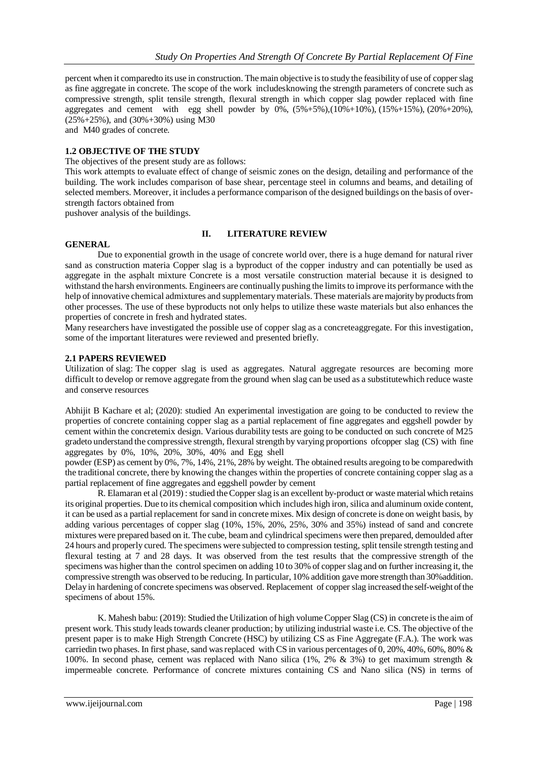percent when it comparedto its use in construction. The main objective is to study the feasibility of use of copper slag as fine aggregate in concrete. The scope of the work includesknowing the strength parameters of concrete such as compressive strength, split tensile strength, flexural strength in which copper slag powder replaced with fine aggregates and cement with egg shell powder by 0%, (5%+5%),(10%+10%), (15%+15%), (20%+20%), (25%+25%), and (30%+30%) using M30 and M40 grades of concrete.

### 1.2 OBJECTIVE OF THE STUDY

The objectives of the present study are as follows:

This work attempts to evaluate effect of change of seismic zones on the design, detailing and performance of the building. The work includes comparison of base shear, percentage steel in columns and beams, and detailing of selected members. Moreover, it includes a performance comparison of the designed buildings on the basis of over-strength factors obtained from pushover analysis of the buildings.

## II. LITERATURE REVIEW

### GENERAL

Due to exponential growth in the usage of concrete world over, there is a huge demand for natural river sand as construction materia Copper slag is a byproduct of the copper industry and can potentially be used as aggregate in the asphalt mixture Concrete is a most versatile construction material because it is designed to withstand the harsh environments. Engineers are continually pushing the limits to improve its performance with the help of innovative chemical admixtures and supplementary materials. These materials are majority by products from other processes. The use of these byproducts not only helps to utilize these waste materials but also enhances the properties of concrete in fresh and hydrated states.

Many researchers have investigated the possible use of copper slag as a concreteaggregate. For this investigation, some of the important literatures were reviewed and presented briefly.

### 2.1 PAPERS REVIEWED

Utilization of slag: The copper slag is used as aggregates. Natural aggregate resources are becoming more difficult to develop or remove aggregate from the ground when slag can be used as a substitutewhich reduce waste and conserve resources

Abhijit B Kachare et al; (2020): studied An experimental investigation are going to be conducted to review the properties of concrete containing copper slag as a partial replacement of fine aggregates and eggshell powder by cement within the concretemix design. Various durability tests are going to be conducted on such concrete of M25 gradeto understand the compressive strength, flexural strength by varying proportions ofcopper slag (CS) with fine aggregates by 0%, 10%, 20%, 30%, 40% and Egg shell powder (ESP) as cement by 0%, 7%, 14%, 21%, 28% by weight. The obtained results aregoing to be comparedwith the traditional concrete, there by knowing the changes within the properties of concrete containing copper slag as a partial replacement of fine aggregates and eggshell powder by cement

R. Elamaran et al (2019) : studied the Copper slag is an excellent by-product or waste material which retains its original properties. Due to its chemical composition which includes high iron, silica and aluminum oxide content, it can be used as a partial replacement for sand in concrete mixes. Mix design of concrete is done on weight basis, by adding various percentages of copper slag (10%, 15%, 20%, 25%, 30% and 35%) instead of sand and concrete mixtures were prepared based on it. The cube, beam and cylindrical specimens were then prepared, demoulded after 24 hours and properly cured. The specimens were subjected to compression testing, split tensile strength testing and flexural testing at 7 and 28 days. It was observed from the test results that the compressive strength of the specimens was higher than the control specimen on adding 10 to 30% of copper slag and on further increasing it, the compressive strength was observed to be reducing. In particular, 10% addition gave more strength than 30%addition. Delay in hardening of concrete specimens was observed. Replacement of copper slag increased the self-weight of the specimens of about 15%.

K. Mahesh babu: (2019): Studied the Utilization of high volume Copper Slag (CS) in concrete is the aim of present work. This study leads towards cleaner production; by utilizing industrial waste i.e. CS. The objective of the present paper is to make High Strength Concrete (HSC) by utilizing CS as Fine Aggregate (F.A.). The work was carriedin two phases. In first phase, sand was replaced with CS in various percentages of 0, 20%, 40%, 60%, 80% & 100%. In second phase, cement was replaced with Nano silica (1%, 2% & 3%) to get maximum strength & impermeable concrete. Performance of concrete mixtures containing CS and Nano silica (NS) in terms of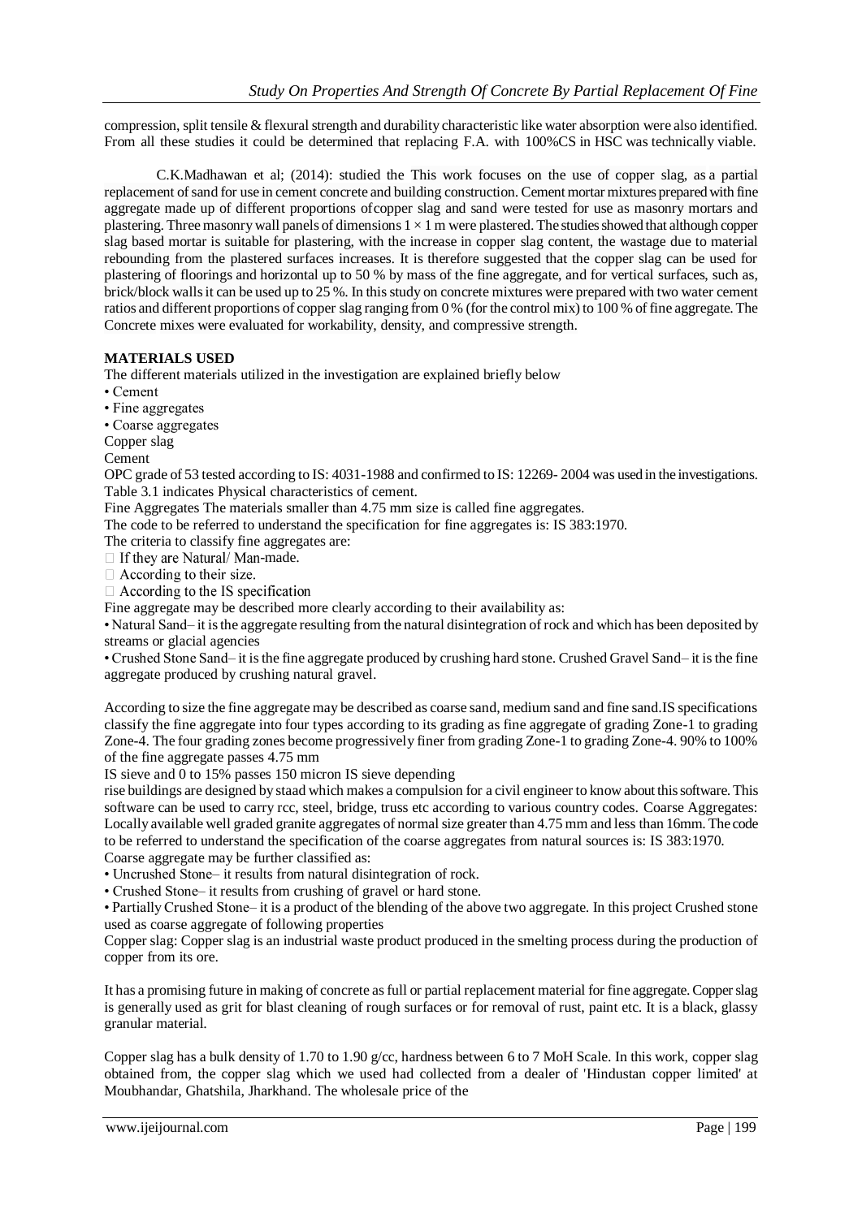compression, split tensile & flexural strength and durability characteristic like water absorption were also identified. From all these studies it could be determined that replacing F.A. with 100%CS in HSC was technically viable.

C.K.Madhawan et al; (2014): studied the This work focuses on the use of copper slag, as a partial replacement of sand for use in cement concrete and building construction. Cement mortar mixtures prepared with fine aggregate made up of different proportions of copper slag and sand were tested for use as masonry mortars and plastering. Three masonry wall panels of dimensions $1 \times 1$ m were plastered. The studies showed that although copper slag based mortar is suitable for plastering, with the increase in copper slag content, the wastage due to material rebounding from the plastered surfaces increases. It is therefore suggested that the copper slag can be used for plastering of floorings and horizontal up to 50 % by mass of the fine aggregate, and for vertical surfaces, such as, brick/block walls it can be used up to 25 %. In this study on concrete mixtures were prepared with two water cement ratios and different proportions of copper slag ranging from 0 % (for the control mix) to 100 % of fine aggregate. The Concrete mixes were evaluated for workability, density, and compressive strength.

**MATERIALS USED**

The different materials utilized in the investigation are explained briefly below

- Cement
- Fine aggregates
- Coarse aggregates

Copper slag

Cement

OPC grade of 53 tested according to IS: 4031-1988 and confirmed to IS: 12269- 2004 was used in the investigations. Table 3.1 indicates Physical characteristics of cement.

Fine Aggregates The materials smaller than 4.75 mm size is called fine aggregates.

The code to be referred to understand the specification for fine aggregates is: IS 383:1970.

The criteria to classify fine aggregates are:

- If they are Natural/ Man-made.
- According to their size.
- According to the IS specification

Fine aggregate may be described more clearly according to their availability as:

- Natural Sand– it is the aggregate resulting from the natural disintegration of rock and which has been deposited by streams or glacial agencies
- Crushed Stone Sand– it is the fine aggregate produced by crushing hard stone. Crushed Gravel Sand– it is the fine aggregate produced by crushing natural gravel.

According to size the fine aggregate may be described as coarse sand, medium sand and fine sand.IS specifications classify the fine aggregate into four types according to its grading as fine aggregate of grading Zone-1 to grading Zone-4. The four grading zones become progressively finer from grading Zone-1 to grading Zone-4. 90% to 100% of the fine aggregate passes 4.75 mm

IS sieve and 0 to 15% passes 150 micron IS sieve depending

rise buildings are designed by staad which makes a compulsion for a civil engineer to know about this software. This software can be used to carry rcc, steel, bridge, truss etc according to various country codes. Coarse Aggregates: Locally available well graded granite aggregates of normal size greater than 4.75 mm and less than 16mm. The code to be referred to understand the specification of the coarse aggregates from natural sources is: IS 383:1970.

Coarse aggregate may be further classified as:

- Uncrushed Stone– it results from natural disintegration of rock.
- Crushed Stone– it results from crushing of gravel or hard stone.
- Partially Crushed Stone– it is a product of the blending of the above two aggregate. In this project Crushed stone used as coarse aggregate of following properties

Copper slag: Copper slag is an industrial waste product produced in the smelting process during the production of copper from its ore.

It has a promising future in making of concrete as full or partial replacement material for fine aggregate. Copper slag is generally used as grit for blast cleaning of rough surfaces or for removal of rust, paint etc. It is a black, glassy granular material.

Copper slag has a bulk density of 1.70 to 1.90 g/cc, hardness between 6 to 7 MoH Scale. In this work, copper slag obtained from, the copper slag which we used had collected from a dealer of 'Hindustan copper limited' at Moubhandar, Ghatshila, Jharkhand. The wholesale price of the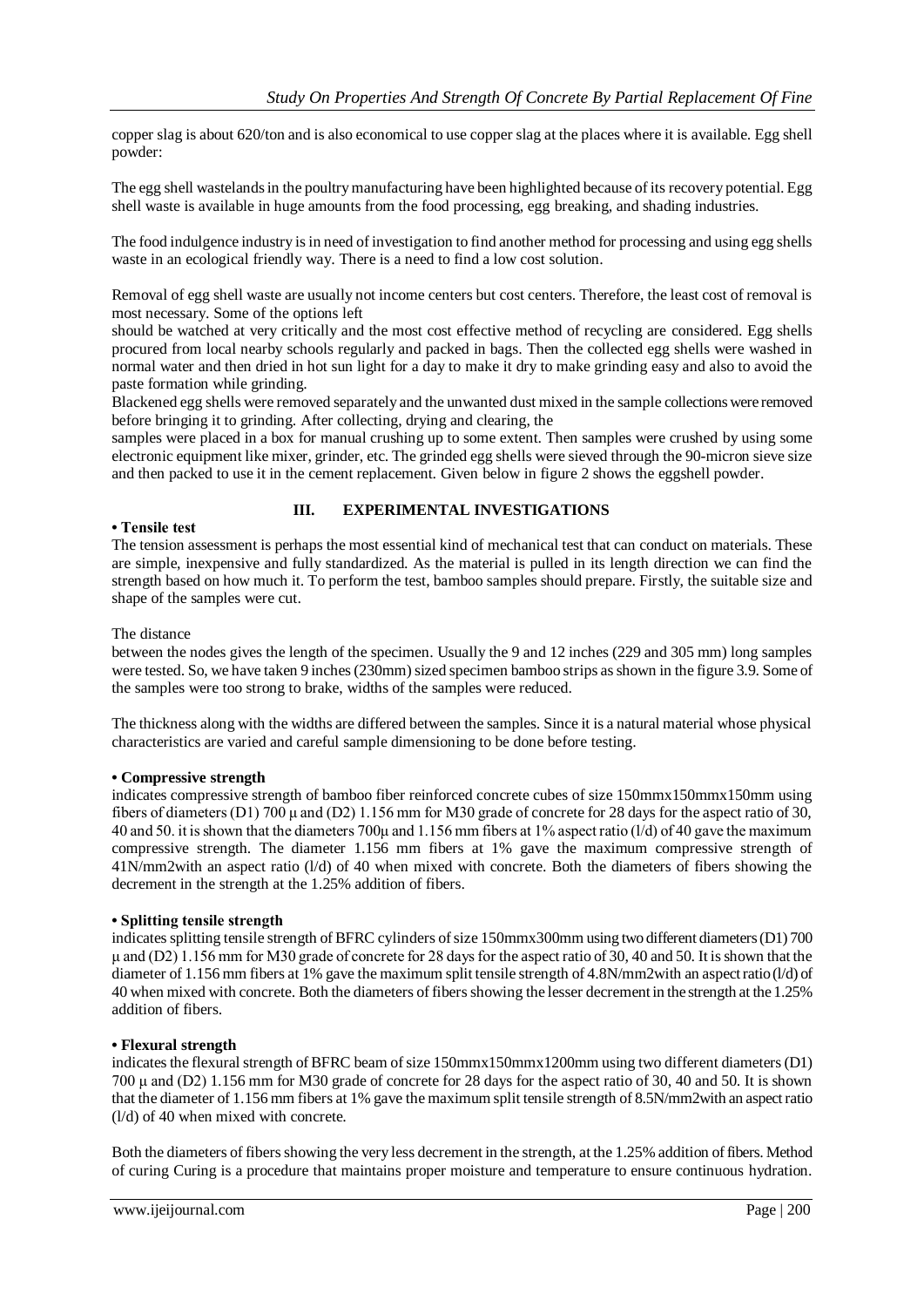copper slag is about 620/ton and is also economical to use copper slag at the places where it is available. Egg shell powder:

The egg shell wastelands in the poultry manufacturing have been highlighted because of its recovery potential. Egg shell waste is available in huge amounts from the food processing, egg breaking, and shading industries.

The food indulgence industry is in need of investigation to find another method for processing and using egg shells waste in an ecological friendly way. There is a need to find a low cost solution.

Removal of egg shell waste are usually not income centers but cost centers. Therefore, the least cost of removal is most necessary. Some of the options left
should be watched at very critically and the most cost effective method of recycling are considered. Egg shells procured from local nearby schools regularly and packed in bags. Then the collected egg shells were washed in normal water and then dried in hot sun light for a day to make it dry to make grinding easy and also to avoid the paste formation while grinding.
Blackened egg shells were removed separately and the unwanted dust mixed in the sample collections were removed before bringing it to grinding. After collecting, drying and clearing, the
samples were placed in a box for manual crushing up to some extent. Then samples were crushed by using some electronic equipment like mixer, grinder, etc. The grinded egg shells were sieved through the 90-micron sieve size and then packed to use it in the cement replacement. Given below in figure 2 shows the eggshell powder.

## III. EXPERIMENTAL INVESTIGATIONS

**• Tensile test**

The tension assessment is perhaps the most essential kind of mechanical test that can conduct on materials. These are simple, inexpensive and fully standardized. As the material is pulled in its length direction we can find the strength based on how much it. To perform the test, bamboo samples should prepare. Firstly, the suitable size and shape of the samples were cut.

The distance
between the nodes gives the length of the specimen. Usually the 9 and 12 inches (229 and 305 mm) long samples were tested. So, we have taken 9 inches (230mm) sized specimen bamboo strips as shown in the figure 3.9. Some of the samples were too strong to brake, widths of the samples were reduced.

The thickness along with the widths are differed between the samples. Since it is a natural material whose physical characteristics are varied and careful sample dimensioning to be done before testing.

**• Compressive strength**

indicates compressive strength of bamboo fiber reinforced concrete cubes of size 150mmx150mmx150mm using fibers of diameters (D1) 700 μ and (D2) 1.156 mm for M30 grade of concrete for 28 days for the aspect ratio of 30, 40 and 50. it is shown that the diameters 700μ and 1.156 mm fibers at 1% aspect ratio (l/d) of 40 gave the maximum compressive strength. The diameter 1.156 mm fibers at 1% gave the maximum compressive strength of 41N/mm2with an aspect ratio (l/d) of 40 when mixed with concrete. Both the diameters of fibers showing the decrement in the strength at the 1.25% addition of fibers.

**• Splitting tensile strength**

indicates splitting tensile strength of BFRC cylinders of size 150mmx300mm using two different diameters (D1) 700 μ and (D2) 1.156 mm for M30 grade of concrete for 28 days for the aspect ratio of 30, 40 and 50. It is shown that the diameter of 1.156 mm fibers at 1% gave the maximum split tensile strength of 4.8N/mm2with an aspect ratio (l/d) of 40 when mixed with concrete. Both the diameters of fibers showing the lesser decrement in the strength at the 1.25% addition of fibers.

**• Flexural strength**

indicates the flexural strength of BFRC beam of size 150mmx150mmx1200mm using two different diameters (D1) 700 μ and (D2) 1.156 mm for M30 grade of concrete for 28 days for the aspect ratio of 30, 40 and 50. It is shown that the diameter of 1.156 mm fibers at 1% gave the maximum split tensile strength of 8.5N/mm2with an aspect ratio (l/d) of 40 when mixed with concrete.

Both the diameters of fibers showing the very less decrement in the strength, at the 1.25% addition of fibers. Method of curing Curing is a procedure that maintains proper moisture and temperature to ensure continuous hydration.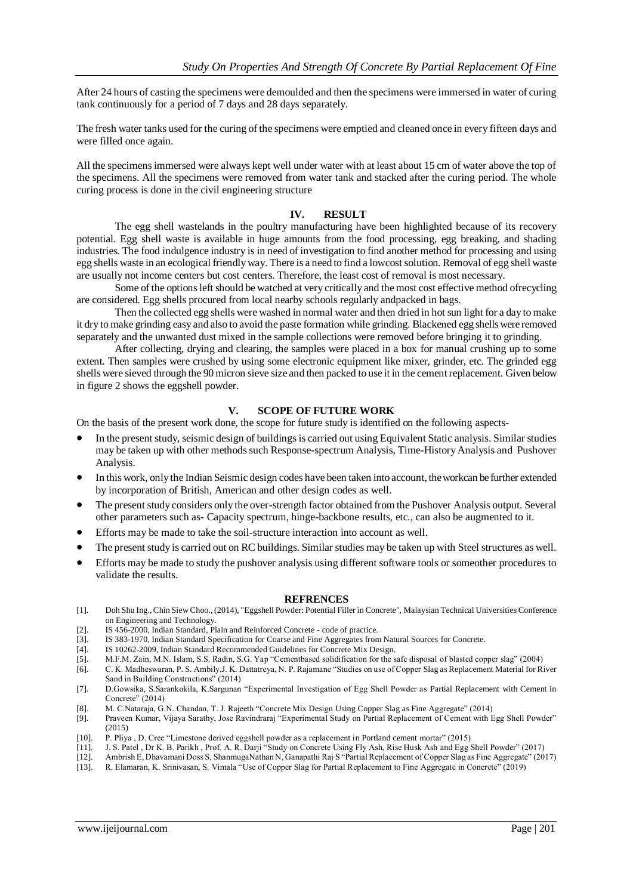After 24 hours of casting the specimens were demoulded and then the specimens were immersed in water of curing tank continuously for a period of 7 days and 28 days separately.

The fresh water tanks used for the curing of the specimens were emptied and cleaned once in every fifteen days and were filled once again.

All the specimens immersed were always kept well under water with at least about 15 cm of water above the top of the specimens. All the specimens were removed from water tank and stacked after the curing period. The whole curing process is done in the civil engineering structure

## IV. RESULT

The egg shell wastelands in the poultry manufacturing have been highlighted because of its recovery potential. Egg shell waste is available in huge amounts from the food processing, egg breaking, and shading industries. The food indulgence industry is in need of investigation to find another method for processing and using egg shells waste in an ecological friendly way. There is a need to find a lowcost solution. Removal of egg shell waste are usually not income centers but cost centers. Therefore, the least cost of removal is most necessary.

Some of the options left should be watched at very critically and the most cost effective method ofrecycling are considered. Egg shells procured from local nearby schools regularly andpacked in bags.

Then the collected egg shells were washed in normal water and then dried in hot sun light for a day to make it dry to make grinding easy and also to avoid the paste formation while grinding. Blackened egg shells were removed separately and the unwanted dust mixed in the sample collections were removed before bringing it to grinding.

After collecting, drying and clearing, the samples were placed in a box for manual crushing up to some extent. Then samples were crushed by using some electronic equipment like mixer, grinder, etc. The grinded egg shells were sieved through the 90 micron sieve size and then packed to use it in the cement replacement. Given below in figure 2 shows the eggshell powder.

## V. SCOPE OF FUTURE WORK

On the basis of the present work done, the scope for future study is identified on the following aspects-

- In the present study, seismic design of buildings is carried out using Equivalent Static analysis. Similar studies may be taken up with other methods such Response-spectrum Analysis, Time-History Analysis and Pushover Analysis.
- In this work, only the Indian Seismic design codes have been taken into account, the workcan be further extended by incorporation of British, American and other design codes as well.
- The present study considers only the over-strength factor obtained from the Pushover Analysis output. Several other parameters such as- Capacity spectrum, hinge-backbone results, etc., can also be augmented to it.
- Efforts may be made to take the soil-structure interaction into account as well.
- The present study is carried out on RC buildings. Similar studies may be taken up with Steel structures as well.
- Efforts may be made to study the pushover analysis using different software tools or someother procedures to validate the results.

## REFRENCES

[1]. Doh Shu Ing., Chin Siew Choo., (2014), "Eggshell Powder: Potential Filler in Concrete", Malaysian Technical Universities Conference on Engineering and Technology.

[2]. IS 456-2000, Indian Standard, Plain and Reinforced Concrete - code of practice.

[3]. IS 383-1970, Indian Standard Specification for Coarse and Fine Aggregates from Natural Sources for Concrete.

[4]. IS 10262-2009, Indian Standard Recommended Guidelines for Concrete Mix Design.

[5]. M.F.M. Zain, M.N. Islam, S.S. Radin, S.G. Yap "Cementbased solidification for the safe disposal of blasted copper slag" (2004)

[6]. C. K. Madheswaran, P. S. Ambily,J. K. Dattatreya, N. P. Rajamane "Studies on use of Copper Slag as Replacement Material for River Sand in Building Constructions" (2014)

[7]. D.Gowsika, S.Sarankokila, K.Sargunan "Experimental Investigation of Egg Shell Powder as Partial Replacement with Cement in Concrete" (2014)

[8]. M. C.Nataraja, G.N. Chandan, T. J. Rajeeth "Concrete Mix Design Using Copper Slag as Fine Aggregate" (2014)

[9]. Praveen Kumar, Vijaya Sarathy, Jose Ravindraraj "Experimental Study on Partial Replacement of Cement with Egg Shell Powder" (2015)

[10]. P. Pliya , D. Cree "Limestone derived eggshell powder as a replacement in Portland cement mortar" (2015)

[11]. J. S. Patel , Dr K. B. Parikh , Prof. A. R. Darji "Study on Concrete Using Fly Ash, Rise Husk Ash and Egg Shell Powder" (2017)

[12]. Ambrish E, Dhavamani Doss S, ShanmugaNathan N, Ganapathi Raj S "Partial Replacement of Copper Slag as Fine Aggregate" (2017)

[13]. R. Elamaran, K. Srinivasan, S. Vimala "Use of Copper Slag for Partial Replacement to Fine Aggregate in Concrete" (2019)